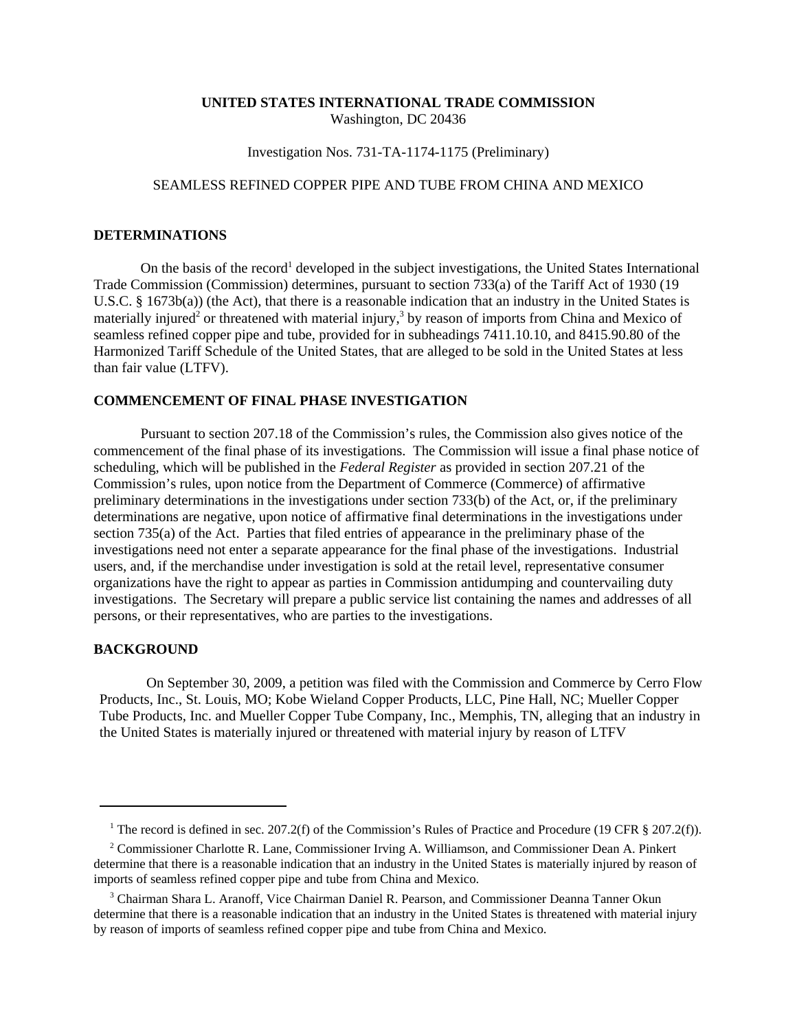**UNITED STATES INTERNATIONAL TRADE COMMISSION**
Washington, DC 20436

Investigation Nos. 731-TA-1174-1175 (Preliminary)

SEAMLESS REFINED COPPER PIPE AND TUBE FROM CHINA AND MEXICO

## DETERMINATIONS

On the basis of the record[1] developed in the subject investigations, the United States International Trade Commission (Commission) determines, pursuant to section 733(a) of the Tariff Act of 1930 (19 U.S.C. § 1673b(a)) (the Act), that there is a reasonable indication that an industry in the United States is materially injured[2] or threatened with material injury,[3] by reason of imports from China and Mexico of seamless refined copper pipe and tube, provided for in subheadings 7411.10.10, and 8415.90.80 of the Harmonized Tariff Schedule of the United States, that are alleged to be sold in the United States at less than fair value (LTFV).

## COMMENCEMENT OF FINAL PHASE INVESTIGATION

Pursuant to section 207.18 of the Commission's rules, the Commission also gives notice of the commencement of the final phase of its investigations. The Commission will issue a final phase notice of scheduling, which will be published in the *Federal Register* as provided in section 207.21 of the Commission's rules, upon notice from the Department of Commerce (Commerce) of affirmative preliminary determinations in the investigations under section 733(b) of the Act, or, if the preliminary determinations are negative, upon notice of affirmative final determinations in the investigations under section 735(a) of the Act. Parties that filed entries of appearance in the preliminary phase of the investigations need not enter a separate appearance for the final phase of the investigations. Industrial users, and, if the merchandise under investigation is sold at the retail level, representative consumer organizations have the right to appear as parties in Commission antidumping and countervailing duty investigations. The Secretary will prepare a public service list containing the names and addresses of all persons, or their representatives, who are parties to the investigations.

## BACKGROUND

On September 30, 2009, a petition was filed with the Commission and Commerce by Cerro Flow Products, Inc., St. Louis, MO; Kobe Wieland Copper Products, LLC, Pine Hall, NC; Mueller Copper Tube Products, Inc. and Mueller Copper Tube Company, Inc., Memphis, TN, alleging that an industry in the United States is materially injured or threatened with material injury by reason of LTFV

---

[1] The record is defined in sec. 207.2(f) of the Commission's Rules of Practice and Procedure (19 CFR § 207.2(f)).

[2] Commissioner Charlotte R. Lane, Commissioner Irving A. Williamson, and Commissioner Dean A. Pinkert determine that there is a reasonable indication that an industry in the United States is materially injured by reason of imports of seamless refined copper pipe and tube from China and Mexico.

[3] Chairman Shara L. Aranoff, Vice Chairman Daniel R. Pearson, and Commissioner Deanna Tanner Okun determine that there is a reasonable indication that an industry in the United States is threatened with material injury by reason of imports of seamless refined copper pipe and tube from China and Mexico.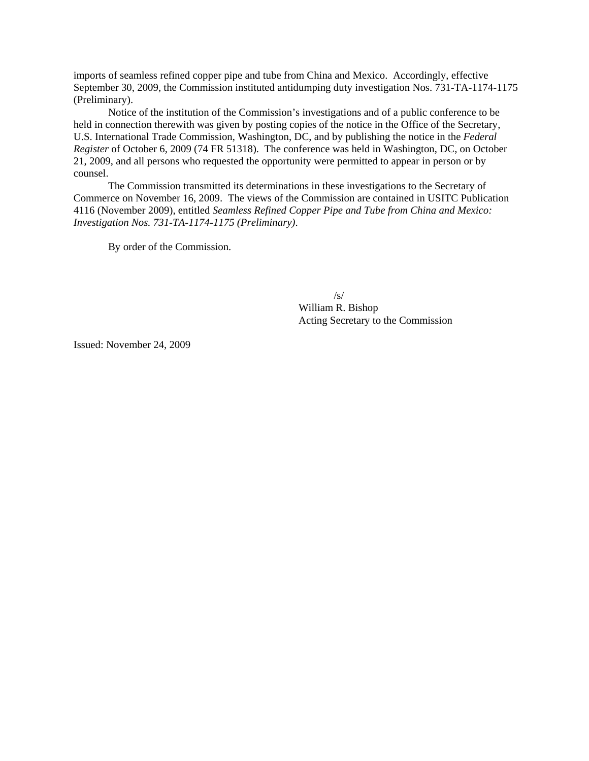imports of seamless refined copper pipe and tube from China and Mexico. Accordingly, effective September 30, 2009, the Commission instituted antidumping duty investigation Nos. 731-TA-1174-1175 (Preliminary).

Notice of the institution of the Commission's investigations and of a public conference to be held in connection therewith was given by posting copies of the notice in the Office of the Secretary, U.S. International Trade Commission, Washington, DC, and by publishing the notice in the *Federal Register* of October 6, 2009 (74 FR 51318). The conference was held in Washington, DC, on October 21, 2009, and all persons who requested the opportunity were permitted to appear in person or by counsel.

The Commission transmitted its determinations in these investigations to the Secretary of Commerce on November 16, 2009. The views of the Commission are contained in USITC Publication 4116 (November 2009), entitled *Seamless Refined Copper Pipe and Tube from China and Mexico: Investigation Nos. 731-TA-1174-1175 (Preliminary)*.

By order of the Commission.

/s/
William R. Bishop
Acting Secretary to the Commission

Issued: November 24, 2009